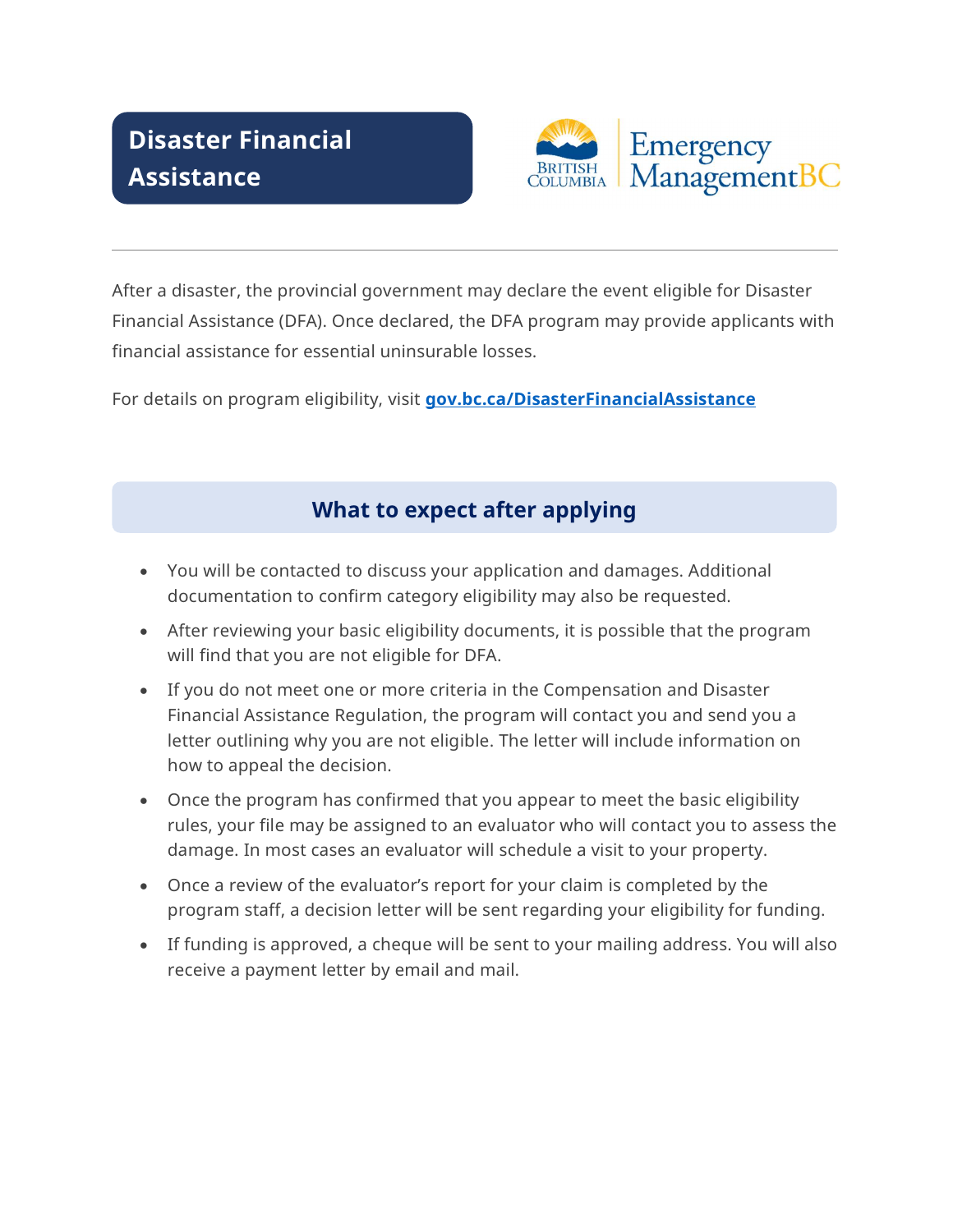# Disaster Financial Assistance

British Columbia | Emergency Management BC

After a disaster, the provincial government may declare the event eligible for Disaster Financial Assistance (DFA). Once declared, the DFA program may provide applicants with financial assistance for essential uninsurable losses.

For details on program eligibility, visit **gov.bc.ca/DisasterFinancialAssistance**

## What to expect after applying

- You will be contacted to discuss your application and damages. Additional documentation to confirm category eligibility may also be requested.
- After reviewing your basic eligibility documents, it is possible that the program will find that you are not eligible for DFA.
- If you do not meet one or more criteria in the Compensation and Disaster Financial Assistance Regulation, the program will contact you and send you a letter outlining why you are not eligible. The letter will include information on how to appeal the decision.
- Once the program has confirmed that you appear to meet the basic eligibility rules, your file may be assigned to an evaluator who will contact you to assess the damage. In most cases an evaluator will schedule a visit to your property.
- Once a review of the evaluator's report for your claim is completed by the program staff, a decision letter will be sent regarding your eligibility for funding.
- If funding is approved, a cheque will be sent to your mailing address. You will also receive a payment letter by email and mail.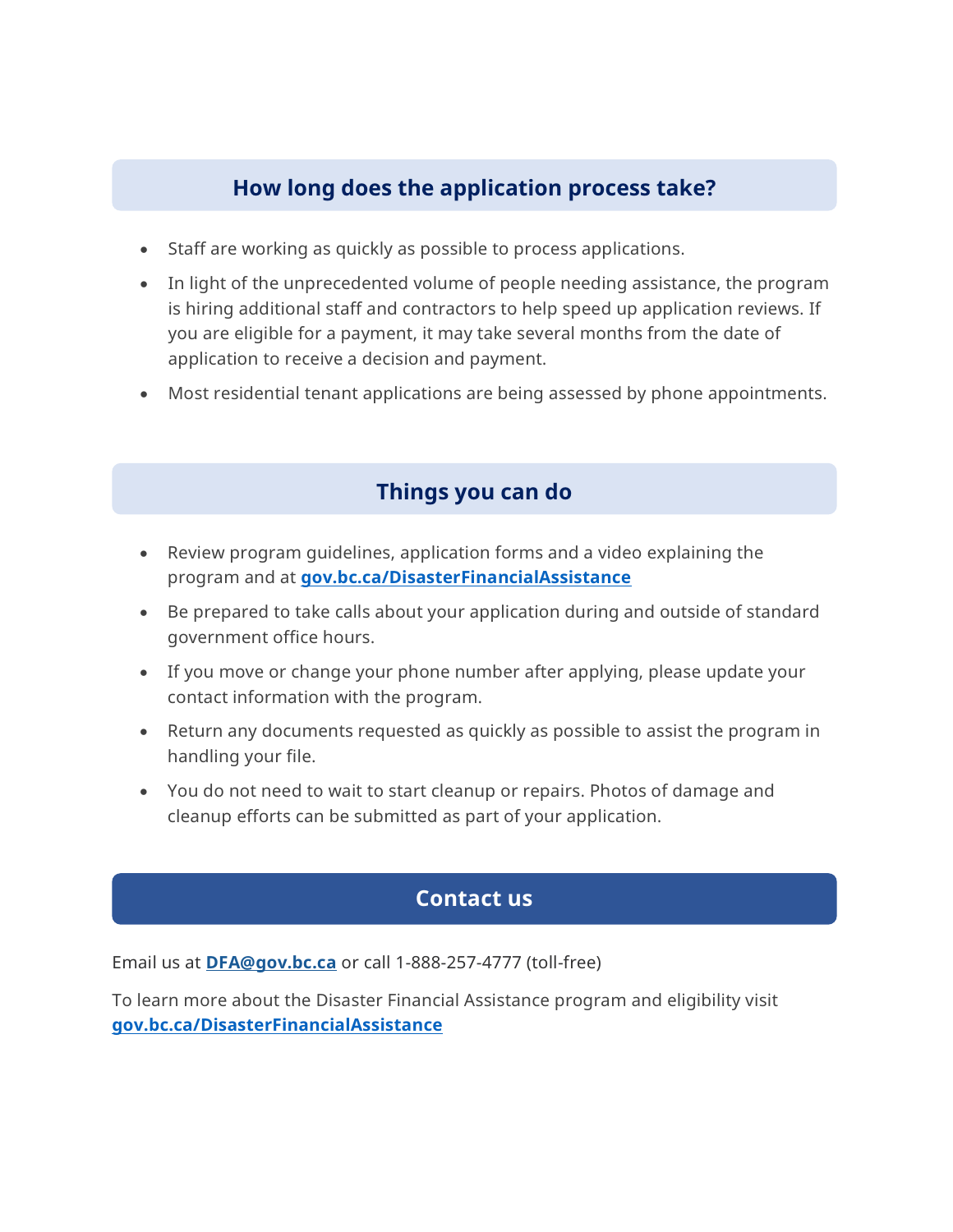## How long does the application process take?

- Staff are working as quickly as possible to process applications.
- In light of the unprecedented volume of people needing assistance, the program is hiring additional staff and contractors to help speed up application reviews. If you are eligible for a payment, it may take several months from the date of application to receive a decision and payment.
- Most residential tenant applications are being assessed by phone appointments.

## Things you can do

- Review program guidelines, application forms and a video explaining the program and at **gov.bc.ca/DisasterFinancialAssistance**
- Be prepared to take calls about your application during and outside of standard government office hours.
- If you move or change your phone number after applying, please update your contact information with the program.
- Return any documents requested as quickly as possible to assist the program in handling your file.
- You do not need to wait to start cleanup or repairs. Photos of damage and cleanup efforts can be submitted as part of your application.

## Contact us

Email us at **DFA@gov.bc.ca** or call 1-888-257-4777 (toll-free)

To learn more about the Disaster Financial Assistance program and eligibility visit **gov.bc.ca/DisasterFinancialAssistance**